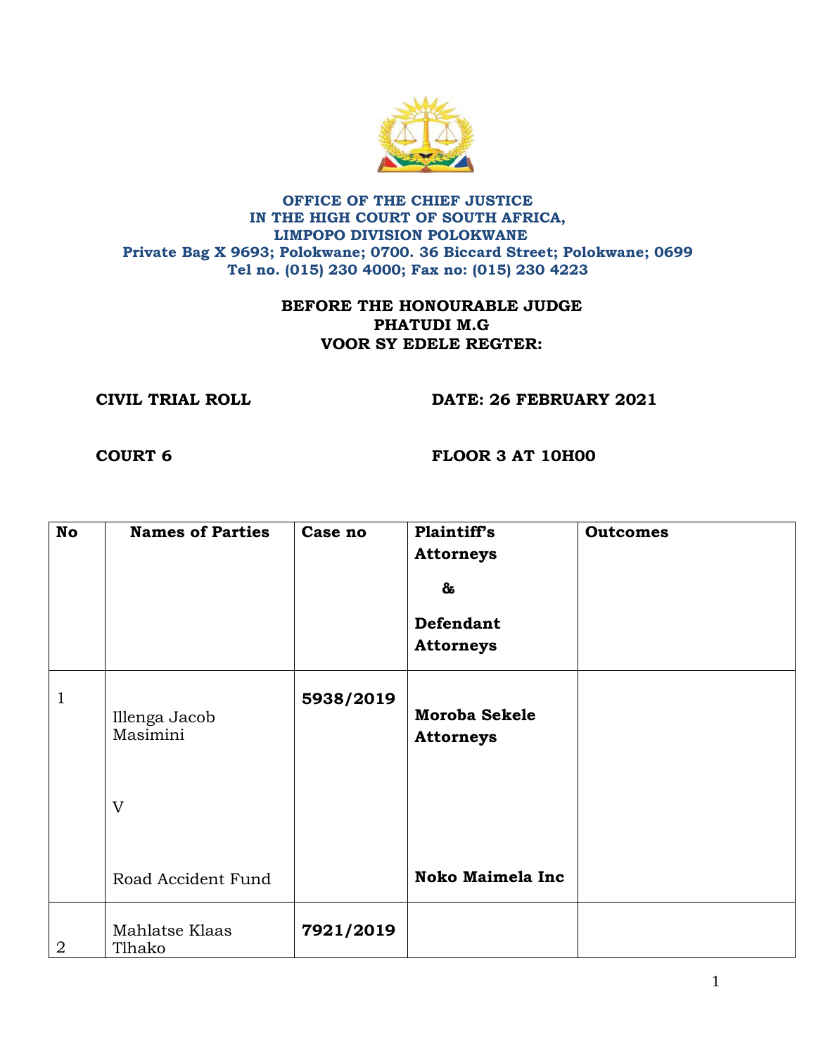**OFFICE OF THE CHIEF JUSTICE**
**IN THE HIGH COURT OF SOUTH AFRICA,**
**LIMPOPO DIVISION POLOKWANE**
**Private Bag X 9693; Polokwane; 0700. 36 Biccard Street; Polokwane; 0699**
**Tel no. (015) 230 4000; Fax no: (015) 230 4223**

**BEFORE THE HONOURABLE JUDGE**
**PHATUDI M.G**
**VOOR SY EDELE REGTER:**

**CIVIL TRIAL ROLL** **DATE: 26 FEBRUARY 2021**

**COURT 6** **FLOOR 3 AT 10H00**

| No | Names of Parties | Case no | Plaintiff's Attorneys & Defendant Attorneys | Outcomes |
|---|---|---|---|---|
| 1 | Illenga Jacob Masimini<br><br>V<br><br>Road Accident Fund | **5938/2019** | **Moroba Sekele Attorneys**<br><br>**Noko Maimela Inc** | |
| 2 | Mahlatse Klaas Tlhako | **7921/2019** | | |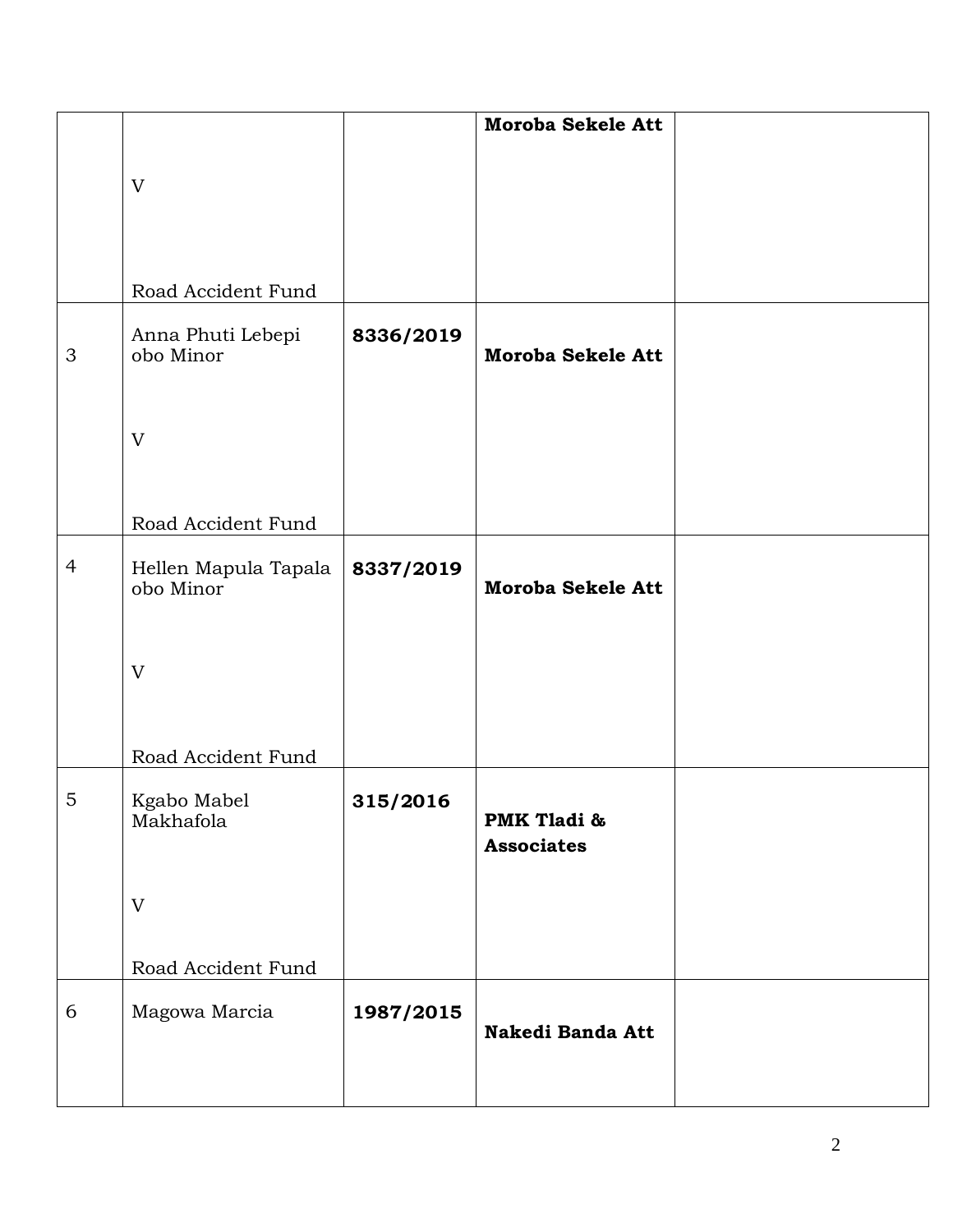| | | | | |
|---|---|---|---|---|
| | V<br><br>Road Accident Fund | | **Moroba Sekele Att** | |
| 3 | Anna Phuti Lebepi obo Minor<br><br>V<br><br>Road Accident Fund | **8336/2019** | **Moroba Sekele Att** | |
| 4 | Hellen Mapula Tapala obo Minor<br><br>V<br><br>Road Accident Fund | **8337/2019** | **Moroba Sekele Att** | |
| 5 | Kgabo Mabel Makhafola<br><br>V<br><br>Road Accident Fund | **315/2016** | **PMK Tladi & Associates** | |
| 6 | Magowa Marcia | **1987/2015** | **Nakedi Banda Att** | |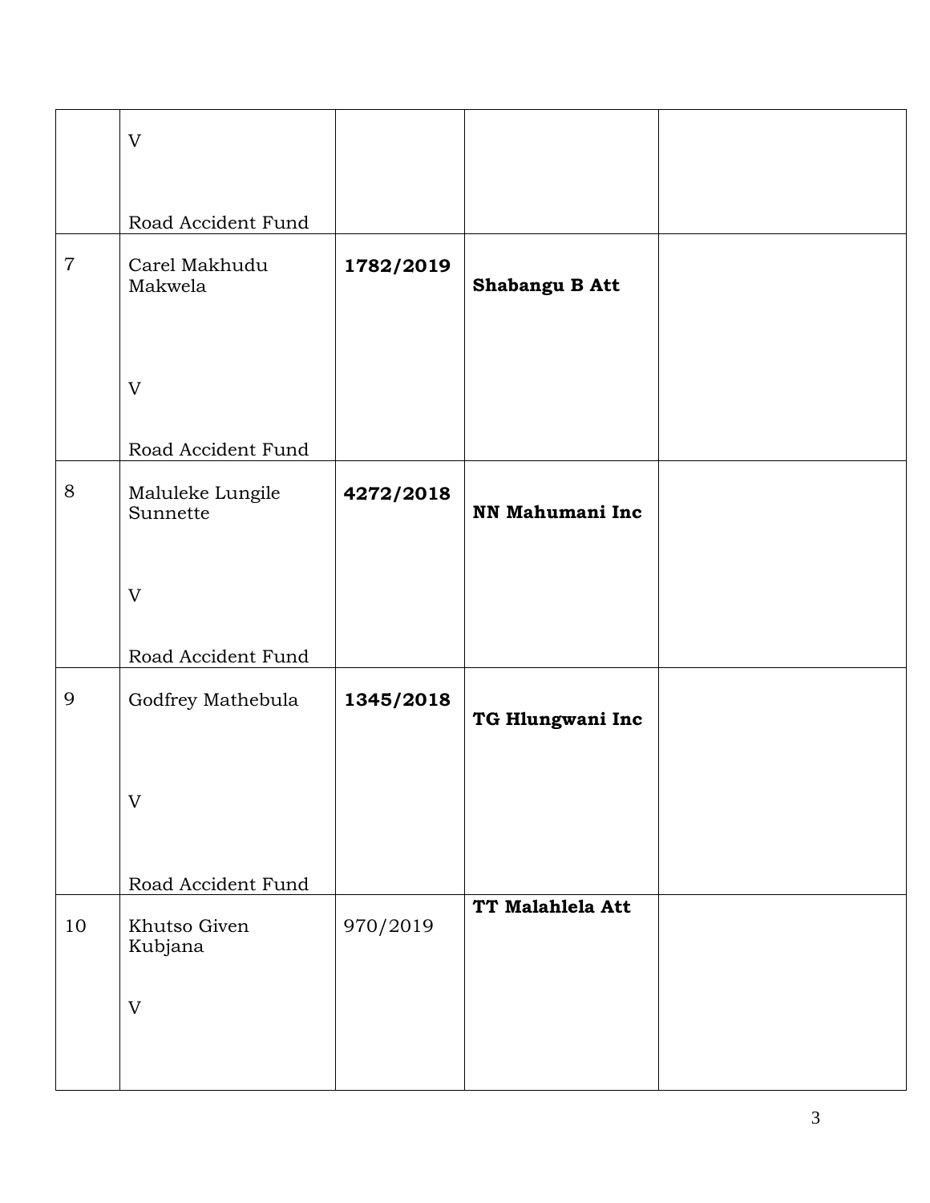| | | | | |
|---|---|---|---|---|
| | V<br><br>Road Accident Fund | | | |
| 7 | Carel Makhudu Makwela<br><br>V<br><br>Road Accident Fund | **1782/2019** | **Shabangu B Att** | |
| 8 | Maluleke Lungile Sunnette<br><br>V<br><br>Road Accident Fund | **4272/2018** | **NN Mahumani Inc** | |
| 9 | Godfrey Mathebula<br><br>V<br><br>Road Accident Fund | **1345/2018** | **TG Hlungwani Inc** | |
| 10 | Khutso Given Kubjana<br><br>V | 970/2019 | **TT Malahlela Att** | |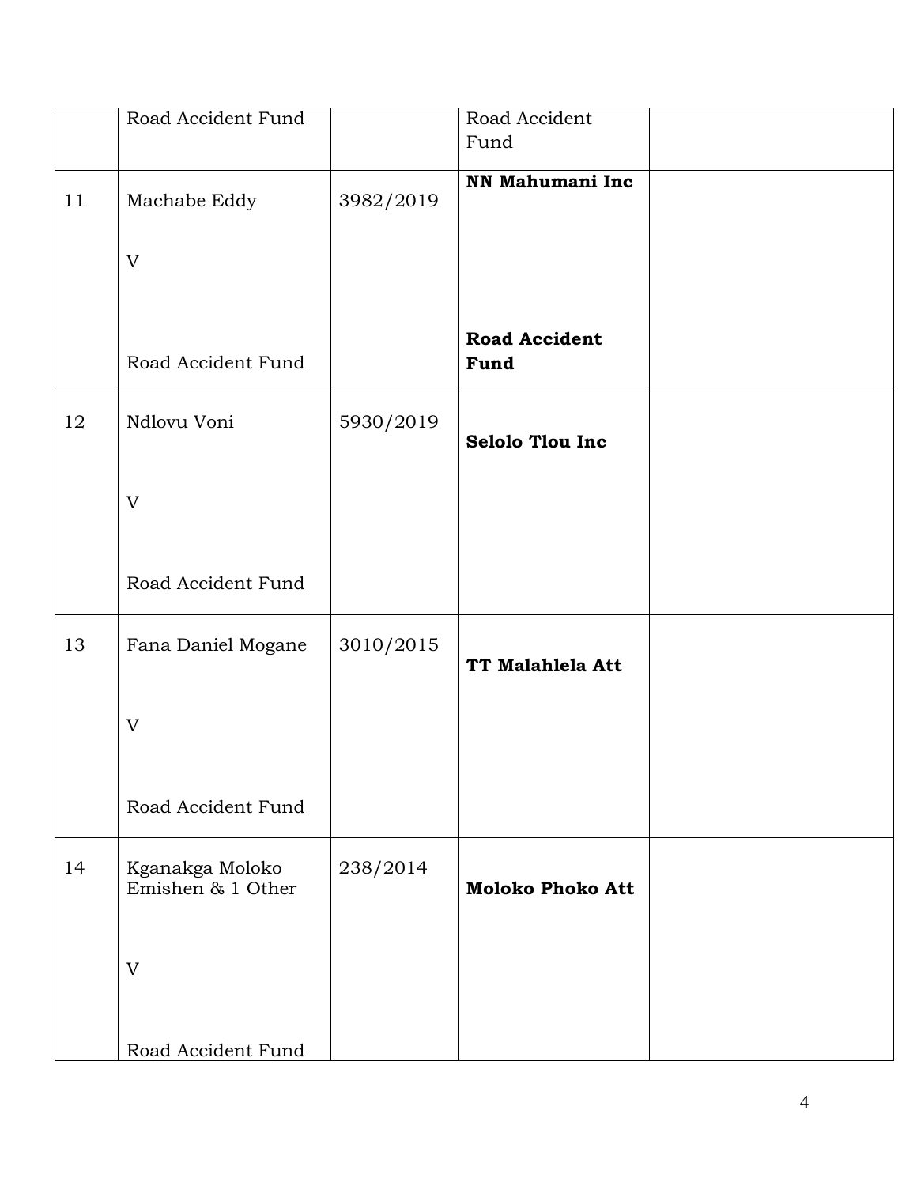| | | | | |
|---|---|---|---|---|
| | Road Accident Fund | | Road Accident Fund | |
| 11 | Machabe Eddy<br><br>V<br><br>Road Accident Fund | 3982/2019 | **NN Mahumani Inc**<br><br>**Road Accident Fund** | |
| 12 | Ndlovu Voni<br><br>V<br><br>Road Accident Fund | 5930/2019 | **Selolo Tlou Inc** | |
| 13 | Fana Daniel Mogane<br><br>V<br><br>Road Accident Fund | 3010/2015 | **TT Malahlela Att** | |
| 14 | Kganakga Moloko Emishen & 1 Other<br><br>V<br><br>Road Accident Fund | 238/2014 | **Moloko Phoko Att** | |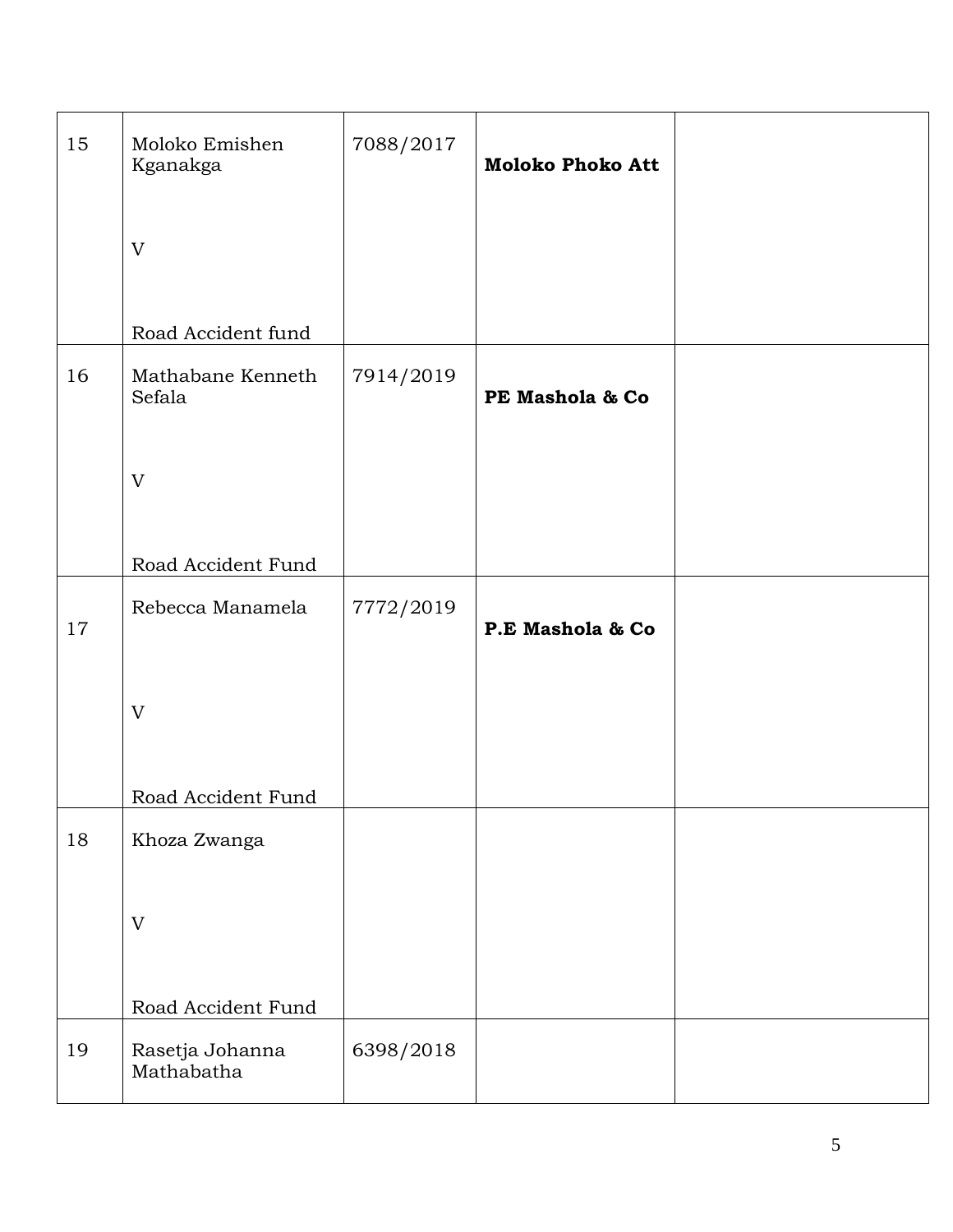| | | | | |
|---|---|---|---|---|
| 15 | Moloko Emishen Kganakga<br><br>V<br><br>Road Accident fund | 7088/2017 | **Moloko Phoko Att** | |
| 16 | Mathabane Kenneth Sefala<br><br>V<br><br>Road Accident Fund | 7914/2019 | **PE Mashola & Co** | |
| 17 | Rebecca Manamela<br><br>V<br><br>Road Accident Fund | 7772/2019 | **P.E Mashola & Co** | |
| 18 | Khoza Zwanga<br><br>V<br><br>Road Accident Fund | | | |
| 19 | Rasetja Johanna Mathabatha | 6398/2018 | | |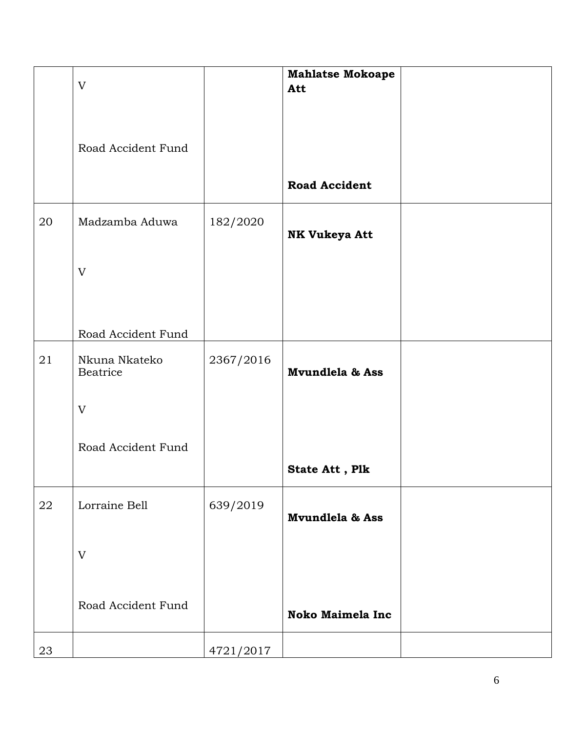| | | | | |
|---|---|---|---|---|
| | V<br><br>Road Accident Fund | | **Mahlatse Mokoape Att**<br><br>**Road Accident** | |
| 20 | Madzamba Aduwa<br><br>V<br><br>Road Accident Fund | 182/2020 | **NK Vukeya Att** | |
| 21 | Nkuna Nkateko Beatrice<br><br>V<br><br>Road Accident Fund | 2367/2016 | **Mvundlela & Ass**<br><br>**State Att , Plk** | |
| 22 | Lorraine Bell<br><br>V<br><br>Road Accident Fund | 639/2019 | **Mvundlela & Ass**<br><br>**Noko Maimela Inc** | |
| 23 | | 4721/2017 | | |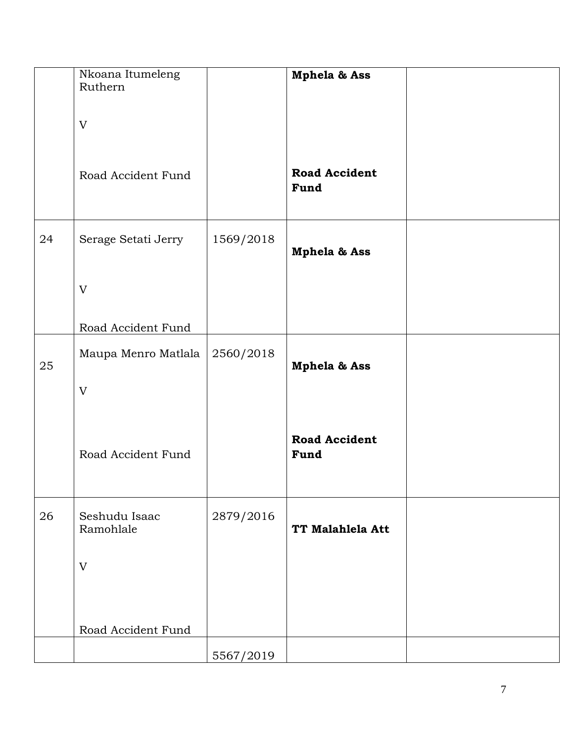| | | | | |
|---|---|---|---|---|
| | Nkoana Itumeleng Ruthern<br><br>V<br><br>Road Accident Fund | | **Mphela & Ass**<br><br>**Road Accident Fund** | |
| 24 | Serage Setati Jerry<br><br>V<br><br>Road Accident Fund | 1569/2018 | **Mphela & Ass** | |
| 25 | Maupa Menro Matlala<br><br>V<br><br>Road Accident Fund | 2560/2018 | **Mphela & Ass**<br><br>**Road Accident Fund** | |
| 26 | Seshudu Isaac Ramohlale<br><br>V<br><br>Road Accident Fund | 2879/2016 | **TT Malahlela Att** | |
| | | 5567/2019 | | |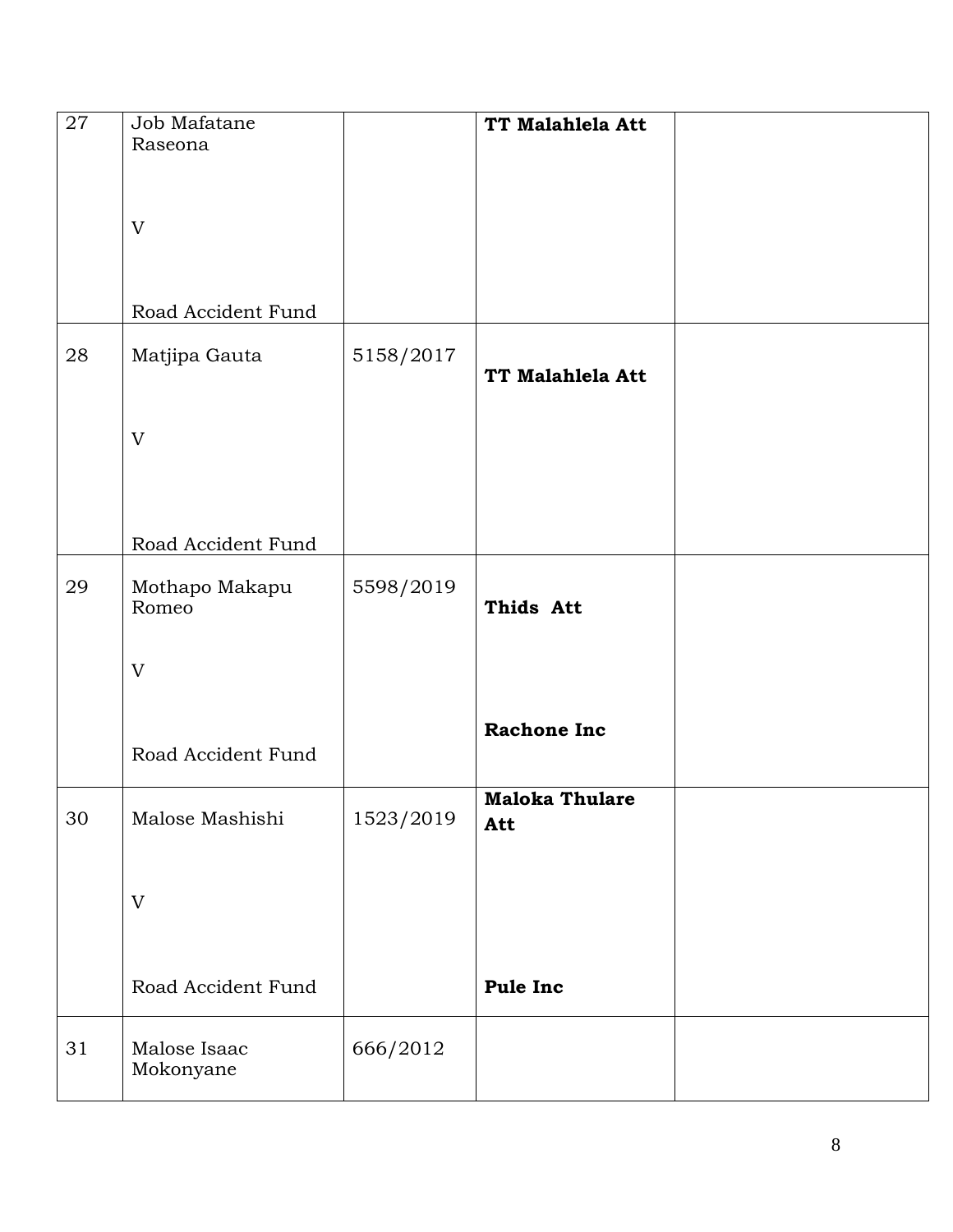| 27 | Job Mafatane Raseona<br><br>V<br><br>Road Accident Fund | | **TT Malahlela Att** | |
|---|---|---|---|---|
| 28 | Matjipa Gauta<br><br>V<br><br>Road Accident Fund | 5158/2017 | **TT Malahlela Att** | |
| 29 | Mothapo Makapu Romeo<br><br>V<br><br>Road Accident Fund | 5598/2019 | **Thids Att**<br><br>**Rachone Inc** | |
| 30 | Malose Mashishi<br><br>V<br><br>Road Accident Fund | 1523/2019 | **Maloka Thulare Att**<br><br>**Pule Inc** | |
| 31 | Malose Isaac Mokonyane | 666/2012 | | |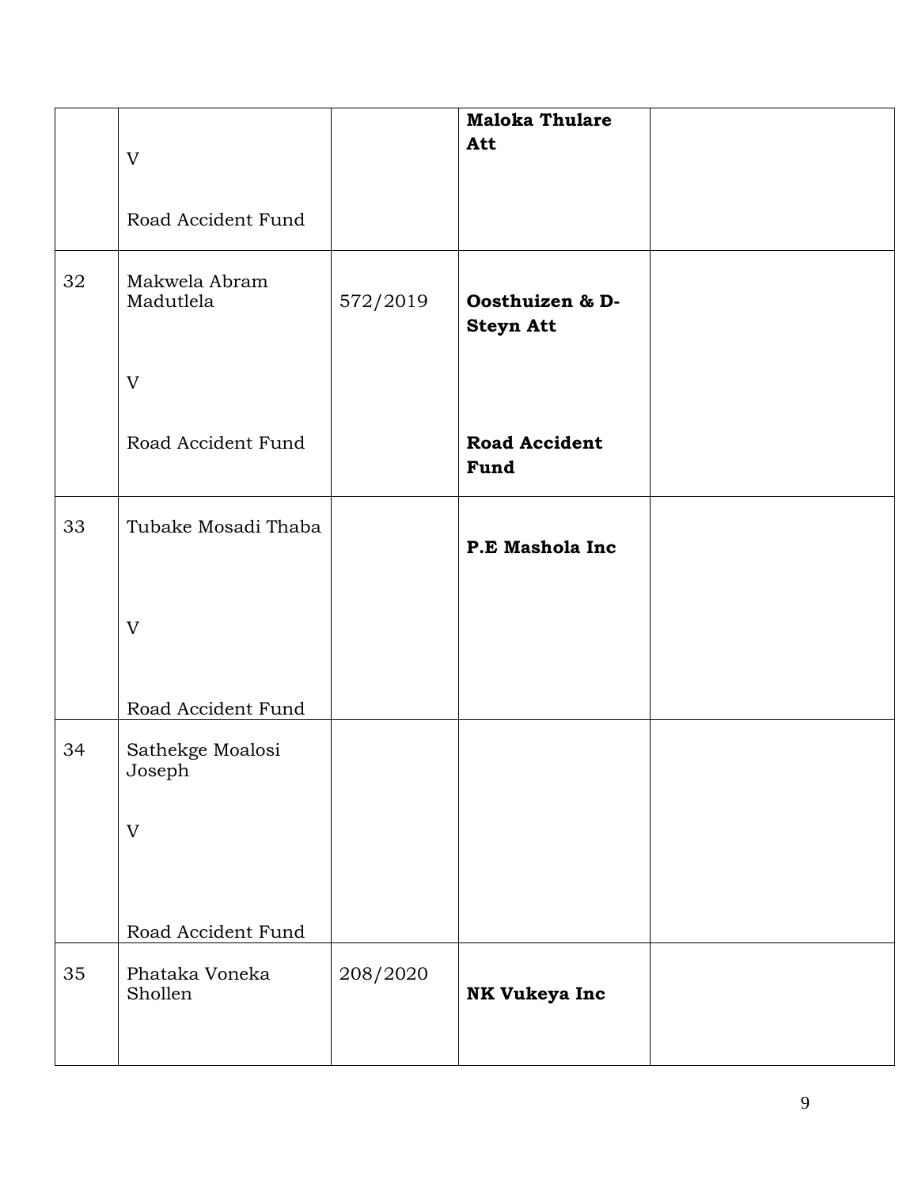| | | | | |
|---|---|---|---|---|
| | V<br><br>Road Accident Fund | | **Maloka Thulare Att** | |
| 32 | Makwela Abram Madutlela<br><br>V<br><br>Road Accident Fund | 572/2019 | **Oosthuizen & D-Steyn Att**<br><br>**Road Accident Fund** | |
| 33 | Tubake Mosadi Thaba<br><br>V<br><br>Road Accident Fund | | **P.E Mashola Inc** | |
| 34 | Sathekge Moalosi Joseph<br><br>V<br><br>Road Accident Fund | | | |
| 35 | Phataka Voneka Shollen | 208/2020 | **NK Vukeya Inc** | |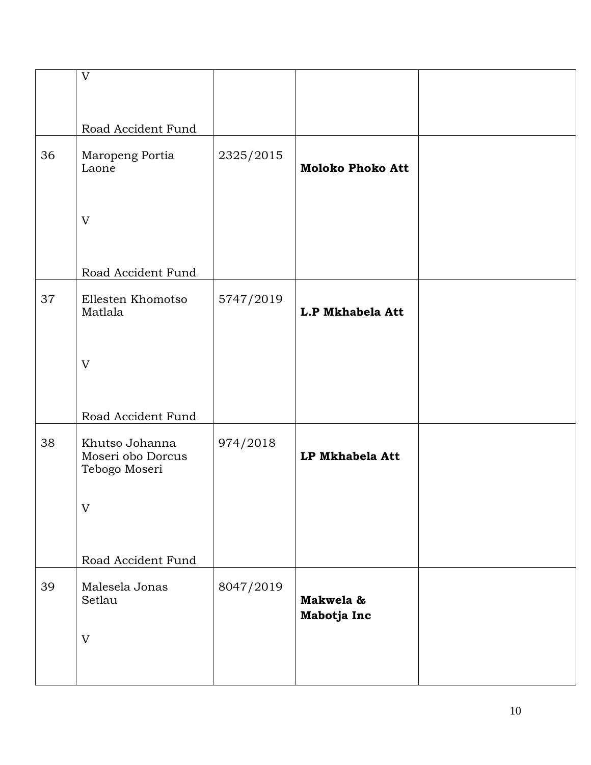| | | | | |
|---|---|---|---|---|
| | V<br><br>Road Accident Fund | | | |
| 36 | Maropeng Portia Laone<br><br>V<br><br>Road Accident Fund | 2325/2015 | **Moloko Phoko Att** | |
| 37 | Ellesten Khomotso Matlala<br><br>V<br><br>Road Accident Fund | 5747/2019 | **L.P Mkhabela Att** | |
| 38 | Khutso Johanna Moseri obo Dorcus Tebogo Moseri<br><br>V<br><br>Road Accident Fund | 974/2018 | **LP Mkhabela Att** | |
| 39 | Malesela Jonas Setlau<br><br>V | 8047/2019 | **Makwela & Mabotja Inc** | |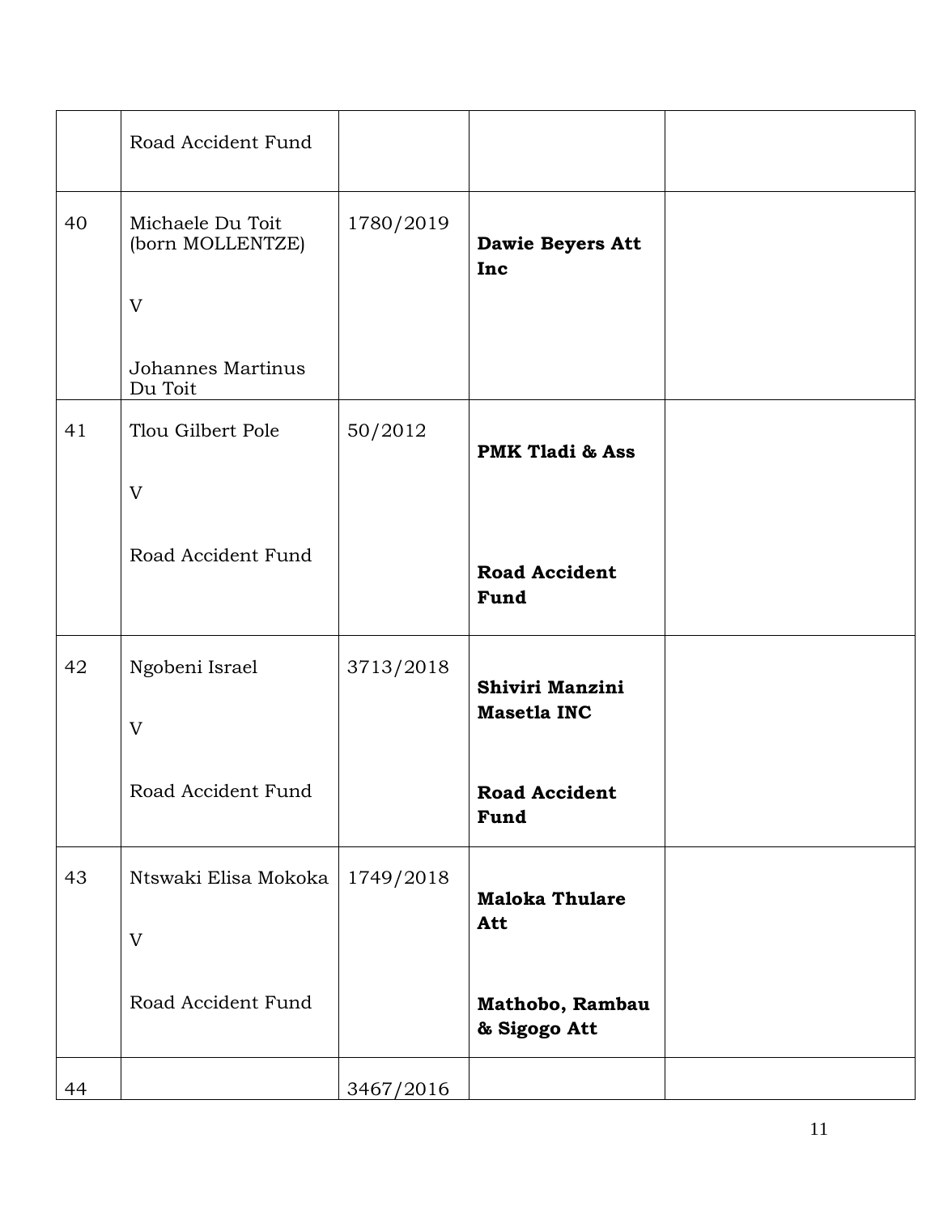| | | | | |
|---|---|---|---|---|
| | Road Accident Fund | | | |
| 40 | Michaele Du Toit (born MOLLENTZE)<br><br>V<br><br>Johannes Martinus Du Toit | 1780/2019 | **Dawie Beyers Att Inc** | |
| 41 | Tlou Gilbert Pole<br><br>V<br><br>Road Accident Fund | 50/2012 | **PMK Tladi & Ass**<br><br>**Road Accident Fund** | |
| 42 | Ngobeni Israel<br><br>V<br><br>Road Accident Fund | 3713/2018 | **Shiviri Manzini Masetla INC**<br><br>**Road Accident Fund** | |
| 43 | Ntswaki Elisa Mokoka<br><br>V<br><br>Road Accident Fund | 1749/2018 | **Maloka Thulare Att**<br><br>**Mathobo, Rambau & Sigogo Att** | |
| 44 | | 3467/2016 | | |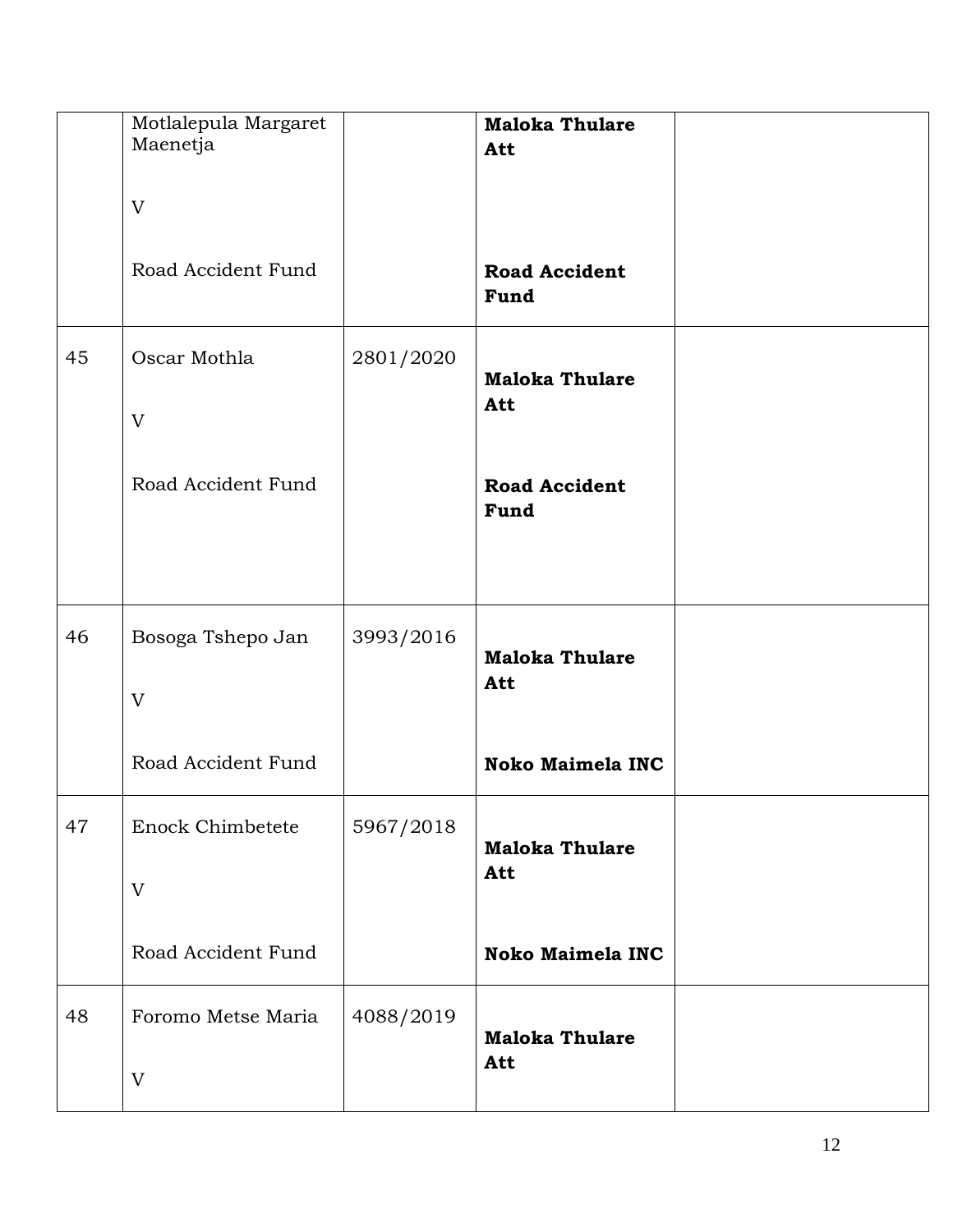| | | | | |
|---|---|---|---|---|
| | Motlalepula Margaret Maenetja<br><br>V<br><br>Road Accident Fund | | **Maloka Thulare Att**<br><br>**Road Accident Fund** | |
| 45 | Oscar Mothla<br><br>V<br><br>Road Accident Fund | 2801/2020 | **Maloka Thulare Att**<br><br>**Road Accident Fund** | |
| 46 | Bosoga Tshepo Jan<br><br>V<br><br>Road Accident Fund | 3993/2016 | **Maloka Thulare Att**<br><br>**Noko Maimela INC** | |
| 47 | Enock Chimbetete<br><br>V<br><br>Road Accident Fund | 5967/2018 | **Maloka Thulare Att**<br><br>**Noko Maimela INC** | |
| 48 | Foromo Metse Maria<br><br>V | 4088/2019 | **Maloka Thulare Att** | |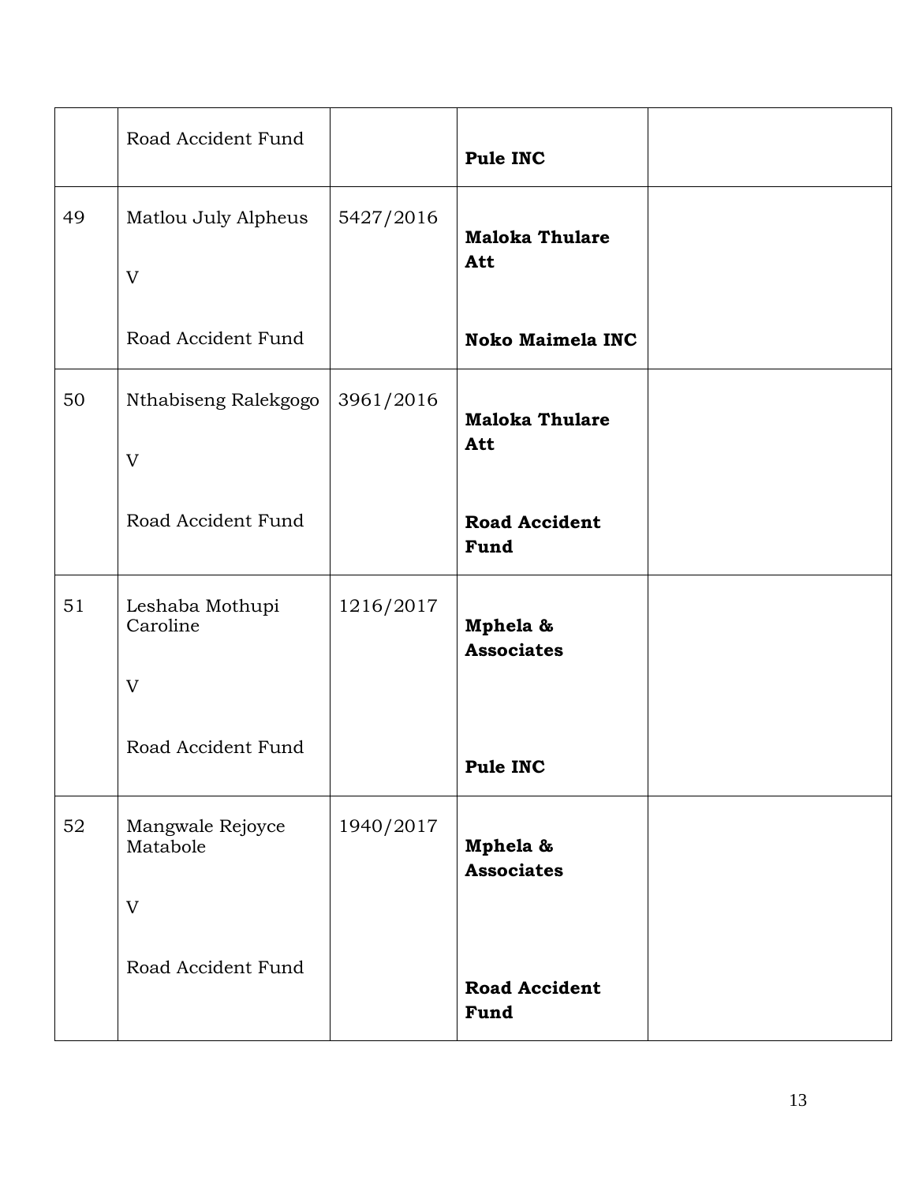| | | | | |
|---|---|---|---|---|
| | Road Accident Fund | | **Pule INC** | |
| 49 | Matlou July Alpheus<br><br>V<br><br>Road Accident Fund | 5427/2016 | **Maloka Thulare Att**<br><br>**Noko Maimela INC** | |
| 50 | Nthabiseng Ralekgogo<br><br>V<br><br>Road Accident Fund | 3961/2016 | **Maloka Thulare Att**<br><br>**Road Accident Fund** | |
| 51 | Leshaba Mothupi Caroline<br><br>V<br><br>Road Accident Fund | 1216/2017 | **Mphela & Associates**<br><br>**Pule INC** | |
| 52 | Mangwale Rejoyce Matabole<br><br>V<br><br>Road Accident Fund | 1940/2017 | **Mphela & Associates**<br><br>**Road Accident Fund** | |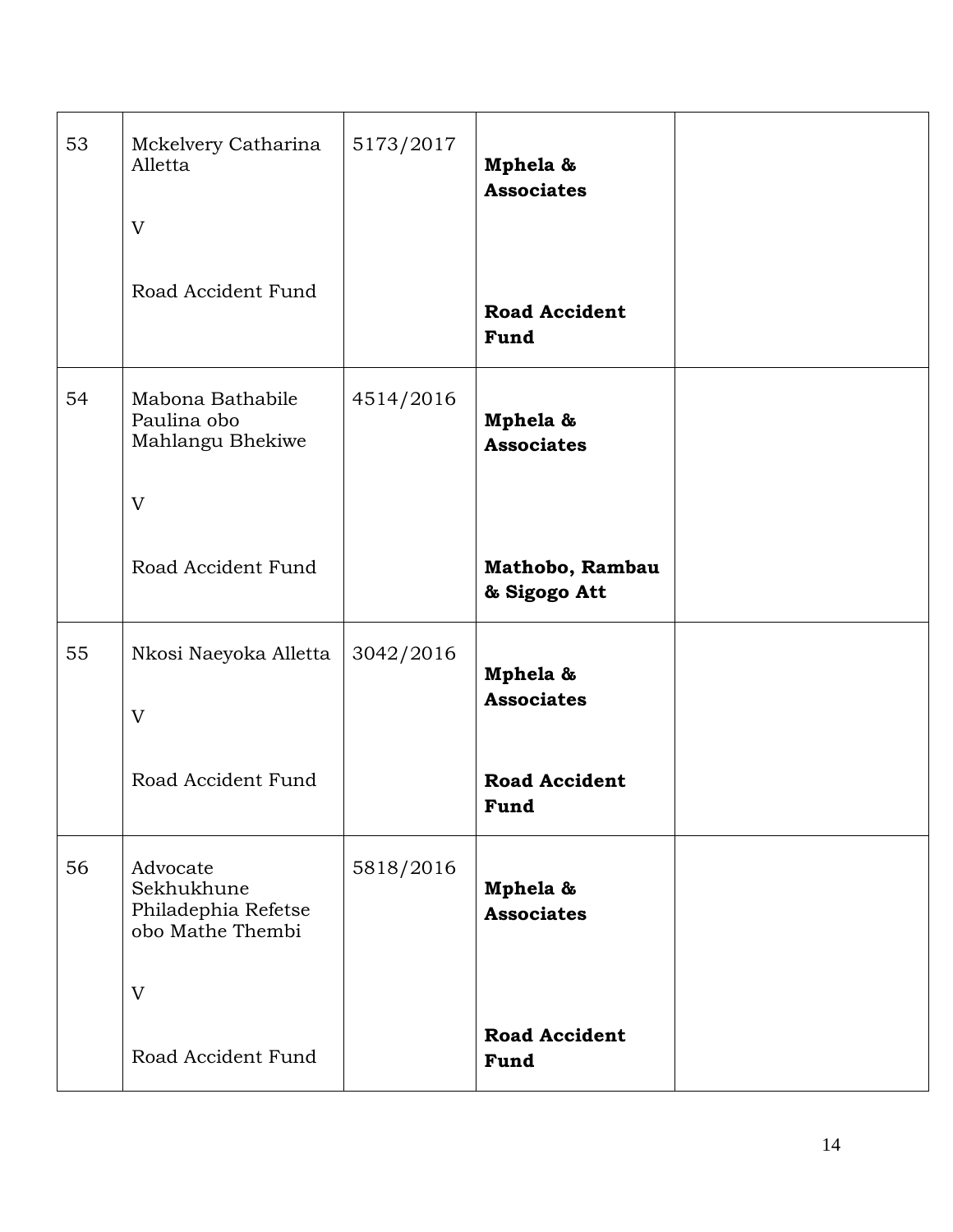| | | | | |
|---|---|---|---|---|
| 53 | Mckelvery Catharina Alletta<br><br>V<br><br>Road Accident Fund | 5173/2017 | **Mphela & Associates**<br><br>**Road Accident Fund** | |
| 54 | Mabona Bathabile Paulina obo Mahlangu Bhekiwe<br><br>V<br><br>Road Accident Fund | 4514/2016 | **Mphela & Associates**<br><br>**Mathobo, Rambau & Sigogo Att** | |
| 55 | Nkosi Naeyoka Alletta<br><br>V<br><br>Road Accident Fund | 3042/2016 | **Mphela & Associates**<br><br>**Road Accident Fund** | |
| 56 | Advocate Sekhukhune Philadephia Refetse obo Mathe Thembi<br><br>V<br><br>Road Accident Fund | 5818/2016 | **Mphela & Associates**<br><br>**Road Accident Fund** | |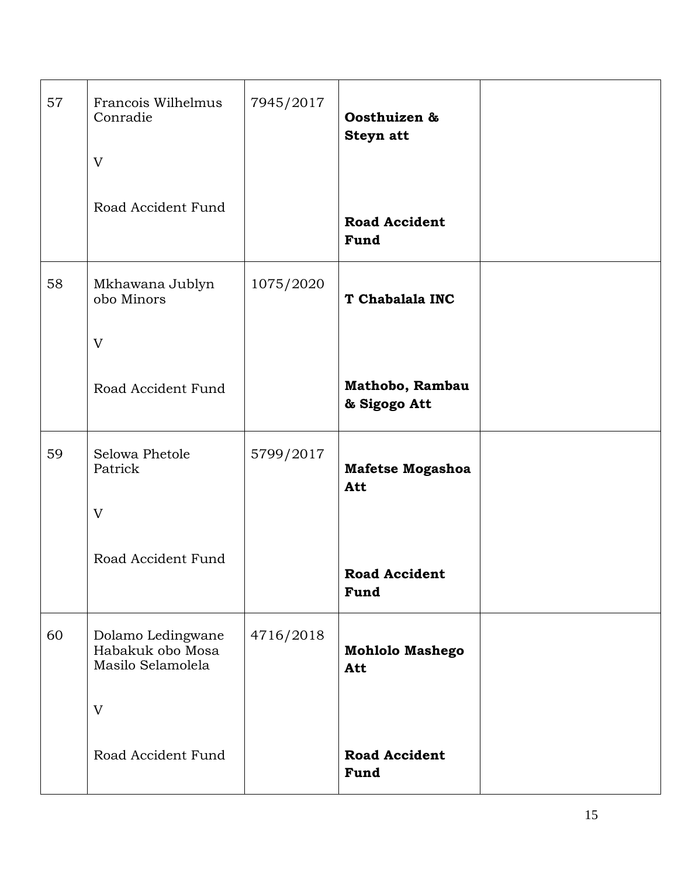| | | | | |
|---|---|---|---|---|
| 57 | Francois Wilhelmus Conradie<br><br>V<br><br>Road Accident Fund | 7945/2017 | **Oosthuizen & Steyn att**<br><br>**Road Accident Fund** | |
| 58 | Mkhawana Jublyn obo Minors<br><br>V<br><br>Road Accident Fund | 1075/2020 | **T Chabalala INC**<br><br>**Mathobo, Rambau & Sigogo Att** | |
| 59 | Selowa Phetole Patrick<br><br>V<br><br>Road Accident Fund | 5799/2017 | **Mafetse Mogashoa Att**<br><br>**Road Accident Fund** | |
| 60 | Dolamo Ledingwane Habakuk obo Mosa Masilo Selamolela<br><br>V<br><br>Road Accident Fund | 4716/2018 | **Mohlolo Mashego Att**<br><br>**Road Accident Fund** | |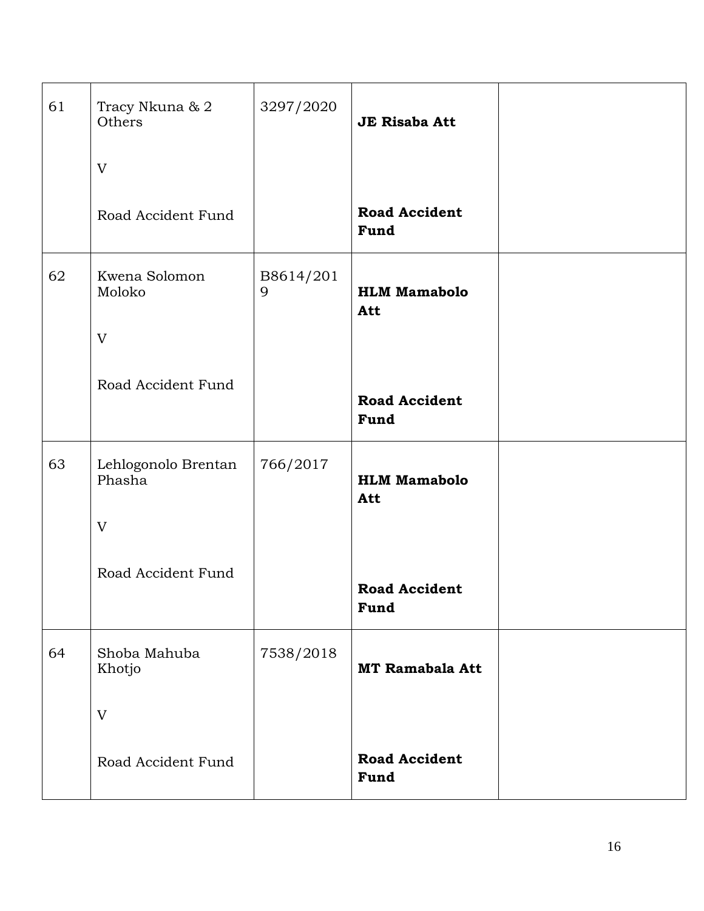| | | | | |
|---|---|---|---|---|
| 61 | Tracy Nkuna & 2 Others<br><br>V<br><br>Road Accident Fund | 3297/2020 | **JE Risaba Att**<br><br>**Road Accident Fund** | |
| 62 | Kwena Solomon Moloko<br><br>V<br><br>Road Accident Fund | B8614/2019 | **HLM Mamabolo Att**<br><br>**Road Accident Fund** | |
| 63 | Lehlogonolo Brentan Phasha<br><br>V<br><br>Road Accident Fund | 766/2017 | **HLM Mamabolo Att**<br><br>**Road Accident Fund** | |
| 64 | Shoba Mahuba Khotjo<br><br>V<br><br>Road Accident Fund | 7538/2018 | **MT Ramabala Att**<br><br>**Road Accident Fund** | |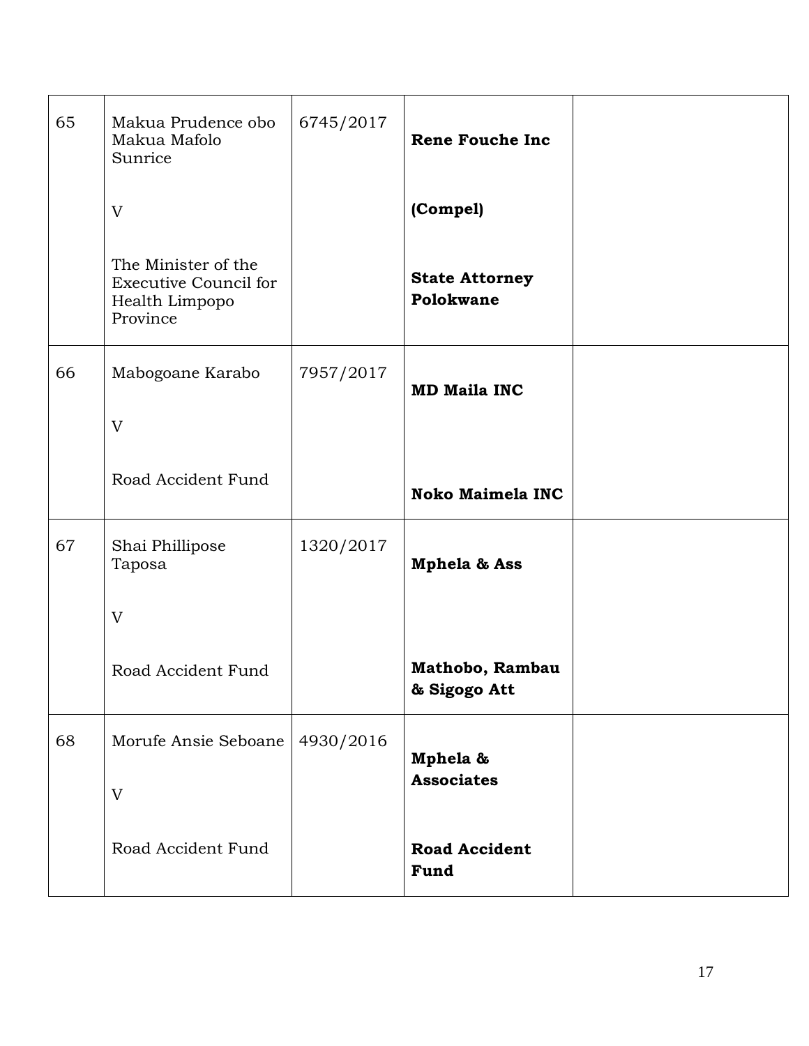| | | | | |
|---|---|---|---|---|
| 65 | Makua Prudence obo Makua Mafolo Sunrice<br><br>V<br><br>The Minister of the Executive Council for Health Limpopo Province | 6745/2017 | **Rene Fouche Inc**<br><br>**(Compel)**<br><br>**State Attorney Polokwane** | |
| 66 | Mabogoane Karabo<br><br>V<br><br>Road Accident Fund | 7957/2017 | **MD Maila INC**<br><br>**Noko Maimela INC** | |
| 67 | Shai Phillipose Taposa<br><br>V<br><br>Road Accident Fund | 1320/2017 | **Mphela & Ass**<br><br>**Mathobo, Rambau & Sigogo Att** | |
| 68 | Morufe Ansie Seboane<br><br>V<br><br>Road Accident Fund | 4930/2016 | **Mphela & Associates**<br><br>**Road Accident Fund** | |